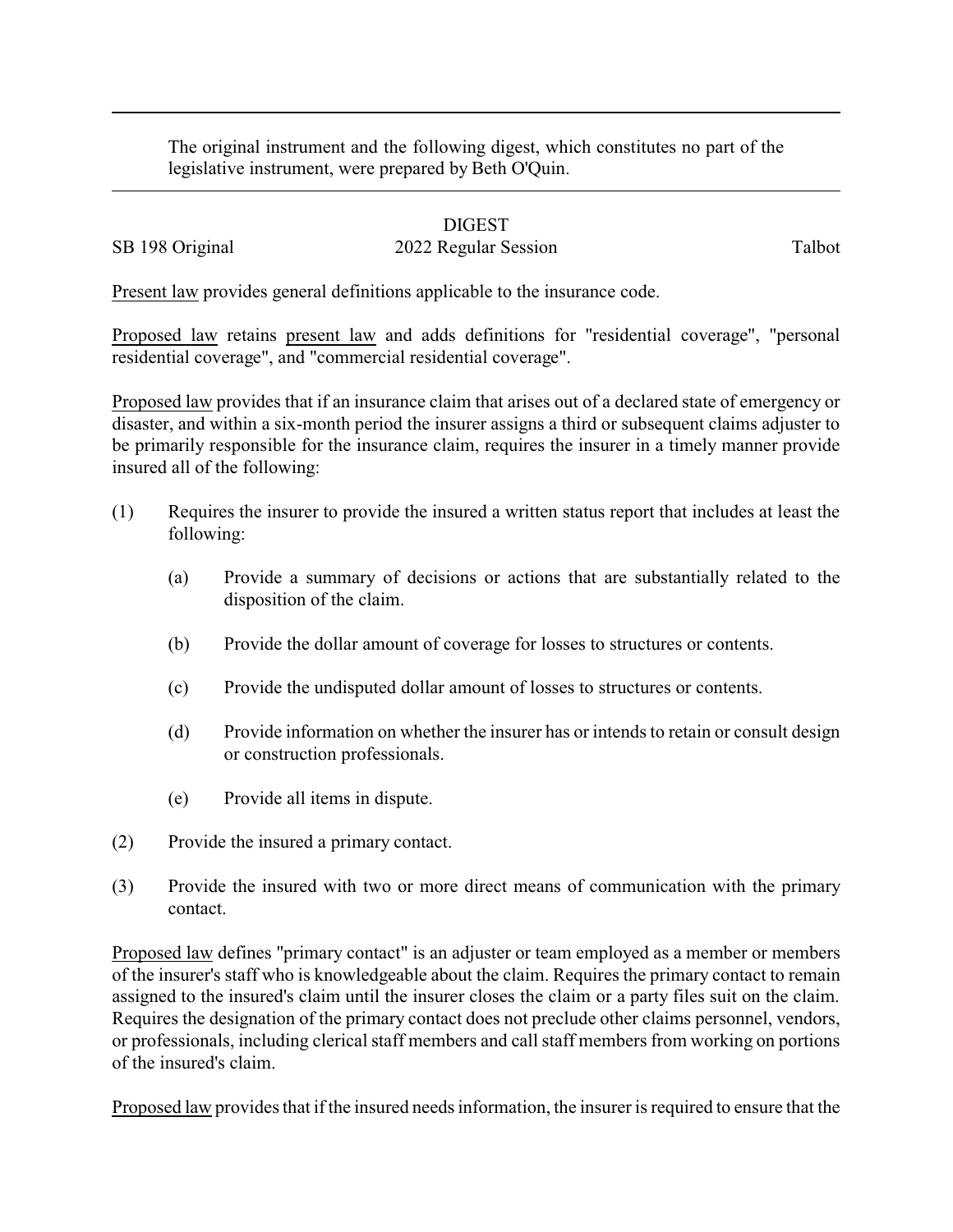The original instrument and the following digest, which constitutes no part of the legislative instrument, were prepared by Beth O'Quin.

## DIGEST

SB 198 Original — 2022 Regular Session — Talbot

Present law provides general definitions applicable to the insurance code.

Proposed law retains present law and adds definitions for "residential coverage", "personal residential coverage", and "commercial residential coverage".

Proposed law provides that if an insurance claim that arises out of a declared state of emergency or disaster, and within a six-month period the insurer assigns a third or subsequent claims adjuster to be primarily responsible for the insurance claim, requires the insurer in a timely manner provide insured all of the following:

(1) Requires the insurer to provide the insured a written status report that includes at least the following:

 (a) Provide a summary of decisions or actions that are substantially related to the disposition of the claim.

 (b) Provide the dollar amount of coverage for losses to structures or contents.

 (c) Provide the undisputed dollar amount of losses to structures or contents.

 (d) Provide information on whether the insurer has or intends to retain or consult design or construction professionals.

 (e) Provide all items in dispute.

(2) Provide the insured a primary contact.

(3) Provide the insured with two or more direct means of communication with the primary contact.

Proposed law defines "primary contact" is an adjuster or team employed as a member or members of the insurer's staff who is knowledgeable about the claim. Requires the primary contact to remain assigned to the insured's claim until the insurer closes the claim or a party files suit on the claim. Requires the designation of the primary contact does not preclude other claims personnel, vendors, or professionals, including clerical staff members and call staff members from working on portions of the insured's claim.

Proposed law provides that if the insured needs information, the insurer is required to ensure that the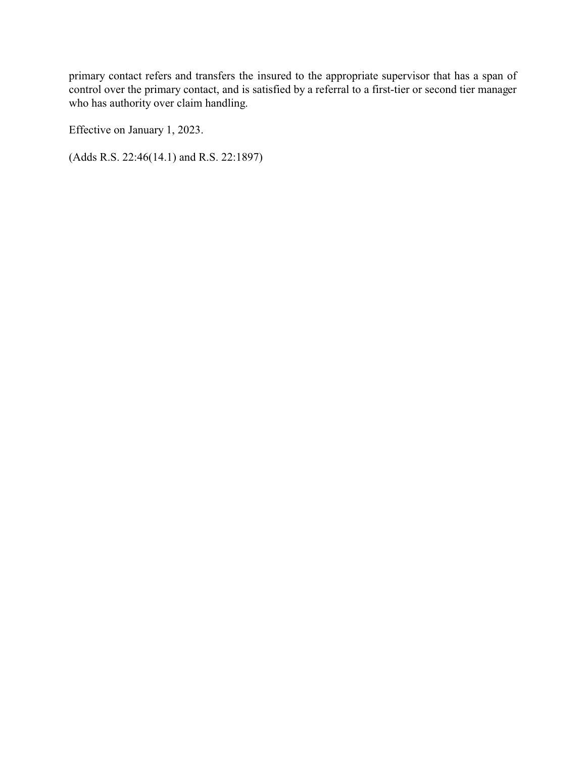primary contact refers and transfers the insured to the appropriate supervisor that has a span of control over the primary contact, and is satisfied by a referral to a first-tier or second tier manager who has authority over claim handling.

Effective on January 1, 2023.

(Adds R.S. 22:46(14.1) and R.S. 22:1897)